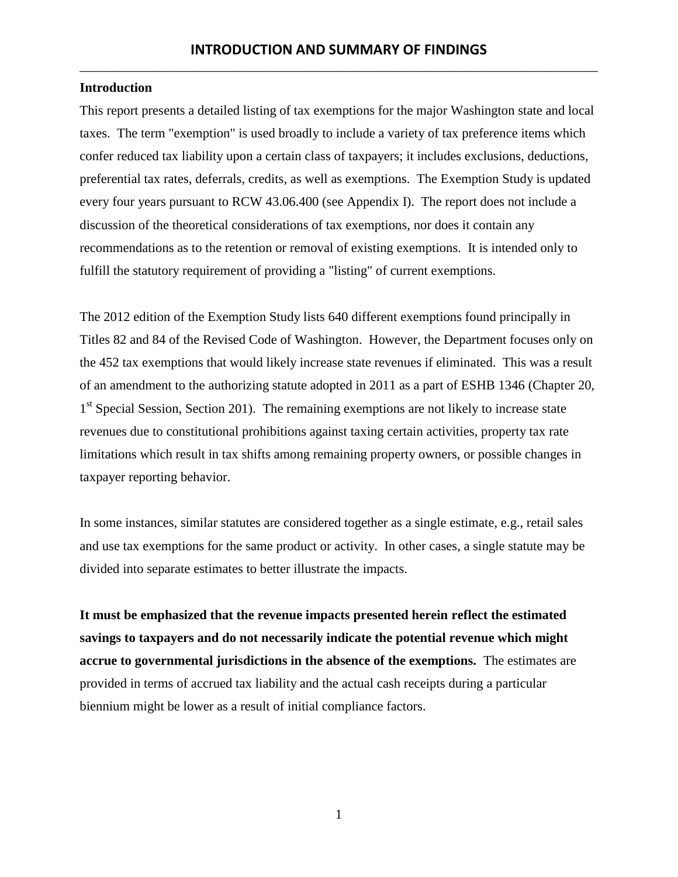# INTRODUCTION AND SUMMARY OF FINDINGS

**Introduction**

This report presents a detailed listing of tax exemptions for the major Washington state and local taxes. The term "exemption" is used broadly to include a variety of tax preference items which confer reduced tax liability upon a certain class of taxpayers; it includes exclusions, deductions, preferential tax rates, deferrals, credits, as well as exemptions. The Exemption Study is updated every four years pursuant to RCW 43.06.400 (see Appendix I). The report does not include a discussion of the theoretical considerations of tax exemptions, nor does it contain any recommendations as to the retention or removal of existing exemptions. It is intended only to fulfill the statutory requirement of providing a "listing" of current exemptions.

The 2012 edition of the Exemption Study lists 640 different exemptions found principally in Titles 82 and 84 of the Revised Code of Washington. However, the Department focuses only on the 452 tax exemptions that would likely increase state revenues if eliminated. This was a result of an amendment to the authorizing statute adopted in 2011 as a part of ESHB 1346 (Chapter 20, 1st Special Session, Section 201). The remaining exemptions are not likely to increase state revenues due to constitutional prohibitions against taxing certain activities, property tax rate limitations which result in tax shifts among remaining property owners, or possible changes in taxpayer reporting behavior.

In some instances, similar statutes are considered together as a single estimate, e.g., retail sales and use tax exemptions for the same product or activity. In other cases, a single statute may be divided into separate estimates to better illustrate the impacts.

**It must be emphasized that the revenue impacts presented herein reflect the estimated savings to taxpayers and do not necessarily indicate the potential revenue which might accrue to governmental jurisdictions in the absence of the exemptions.** The estimates are provided in terms of accrued tax liability and the actual cash receipts during a particular biennium might be lower as a result of initial compliance factors.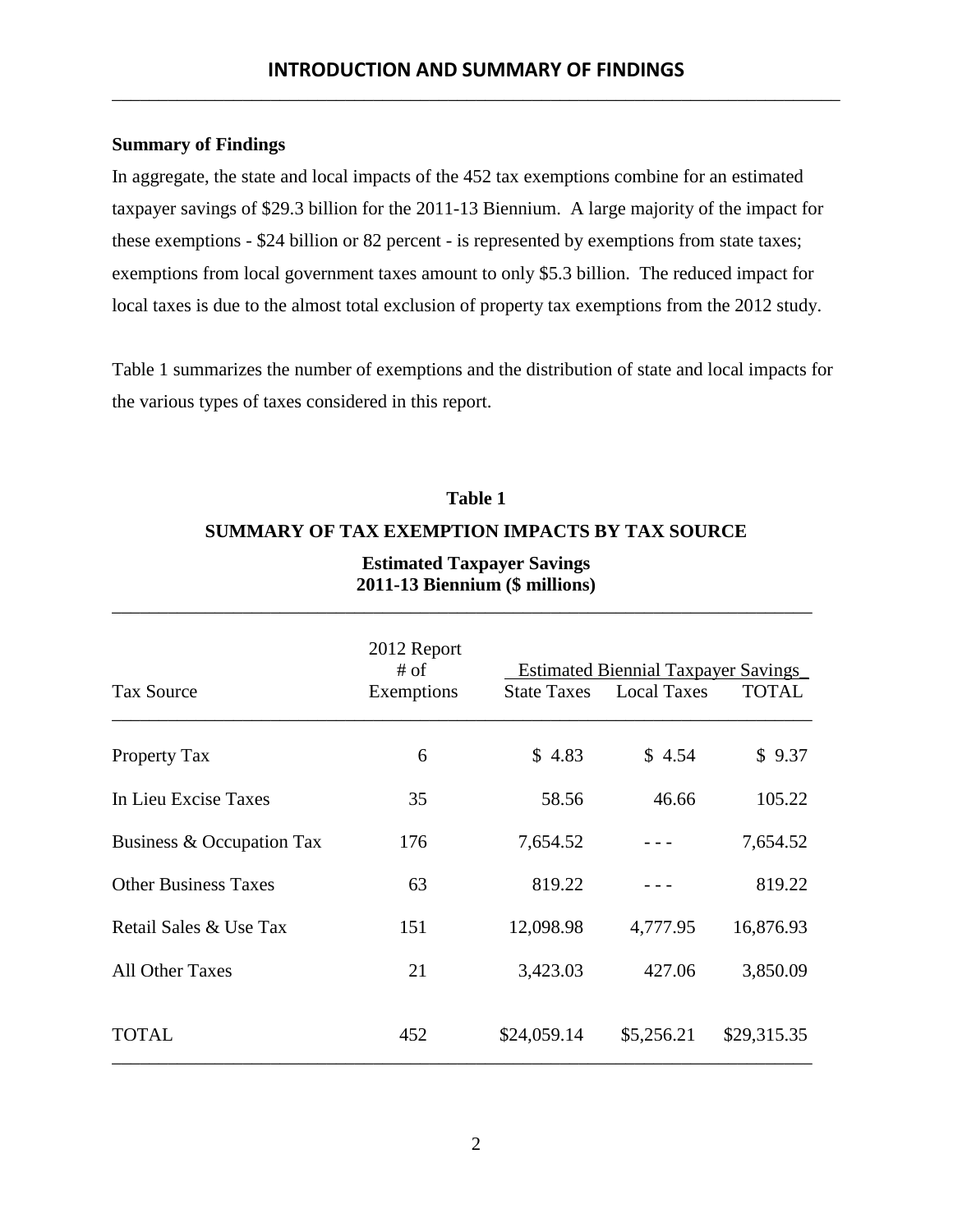## Summary of Findings

In aggregate, the state and local impacts of the 452 tax exemptions combine for an estimated taxpayer savings of $29.3 billion for the 2011-13 Biennium. A large majority of the impact for these exemptions - $24 billion or 82 percent - is represented by exemptions from state taxes; exemptions from local government taxes amount to only $5.3 billion. The reduced impact for local taxes is due to the almost total exclusion of property tax exemptions from the 2012 study.

Table 1 summarizes the number of exemptions and the distribution of state and local impacts for the various types of taxes considered in this report.

**Table 1**

**SUMMARY OF TAX EXEMPTION IMPACTS BY TAX SOURCE**

**Estimated Taxpayer Savings**
**2011-13 Biennium ($ millions)**

| Tax Source | 2012 Report # of Exemptions | Estimated Biennial Taxpayer Savings | | |
|---|---|---|---|---|
| | | State Taxes | Local Taxes | TOTAL |
| Property Tax | 6 | $ 4.83 | $ 4.54 | $ 9.37 |
| In Lieu Excise Taxes | 35 | 58.56 | 46.66 | 105.22 |
| Business & Occupation Tax | 176 | 7,654.52 | - - - | 7,654.52 |
| Other Business Taxes | 63 | 819.22 | - - - | 819.22 |
| Retail Sales & Use Tax | 151 | 12,098.98 | 4,777.95 | 16,876.93 |
| All Other Taxes | 21 | 3,423.03 | 427.06 | 3,850.09 |
| TOTAL | 452 | $24,059.14 | $5,256.21 | $29,315.35 |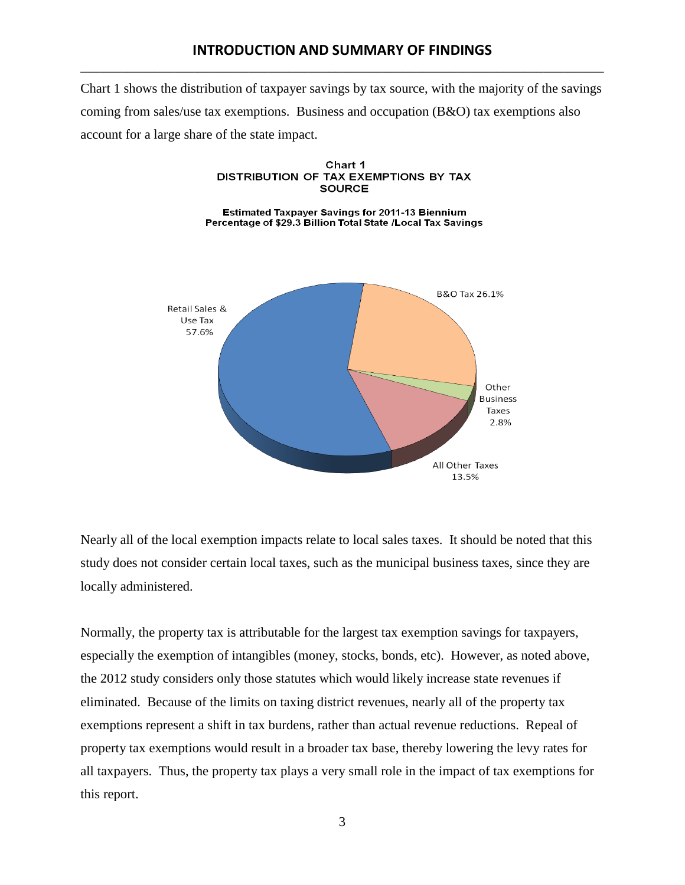## INTRODUCTION AND SUMMARY OF FINDINGS

Chart 1 shows the distribution of taxpayer savings by tax source, with the majority of the savings coming from sales/use tax exemptions. Business and occupation (B&O) tax exemptions also account for a large share of the state impact.

**Chart 1**
**DISTRIBUTION OF TAX EXEMPTIONS BY TAX SOURCE**

**Estimated Taxpayer Savings for 2011-13 Biennium**
**Percentage of $29.3 Billion Total State /Local Tax Savings**

| Tax Source | Percentage |
|---|---|
| Retail Sales & Use Tax | 57.6% |
| B&O Tax | 26.1% |
| Other Business Taxes | 2.8% |
| All Other Taxes | 13.5% |

Nearly all of the local exemption impacts relate to local sales taxes. It should be noted that this study does not consider certain local taxes, such as the municipal business taxes, since they are locally administered.

Normally, the property tax is attributable for the largest tax exemption savings for taxpayers, especially the exemption of intangibles (money, stocks, bonds, etc). However, as noted above, the 2012 study considers only those statutes which would likely increase state revenues if eliminated. Because of the limits on taxing district revenues, nearly all of the property tax exemptions represent a shift in tax burdens, rather than actual revenue reductions. Repeal of property tax exemptions would result in a broader tax base, thereby lowering the levy rates for all taxpayers. Thus, the property tax plays a very small role in the impact of tax exemptions for this report.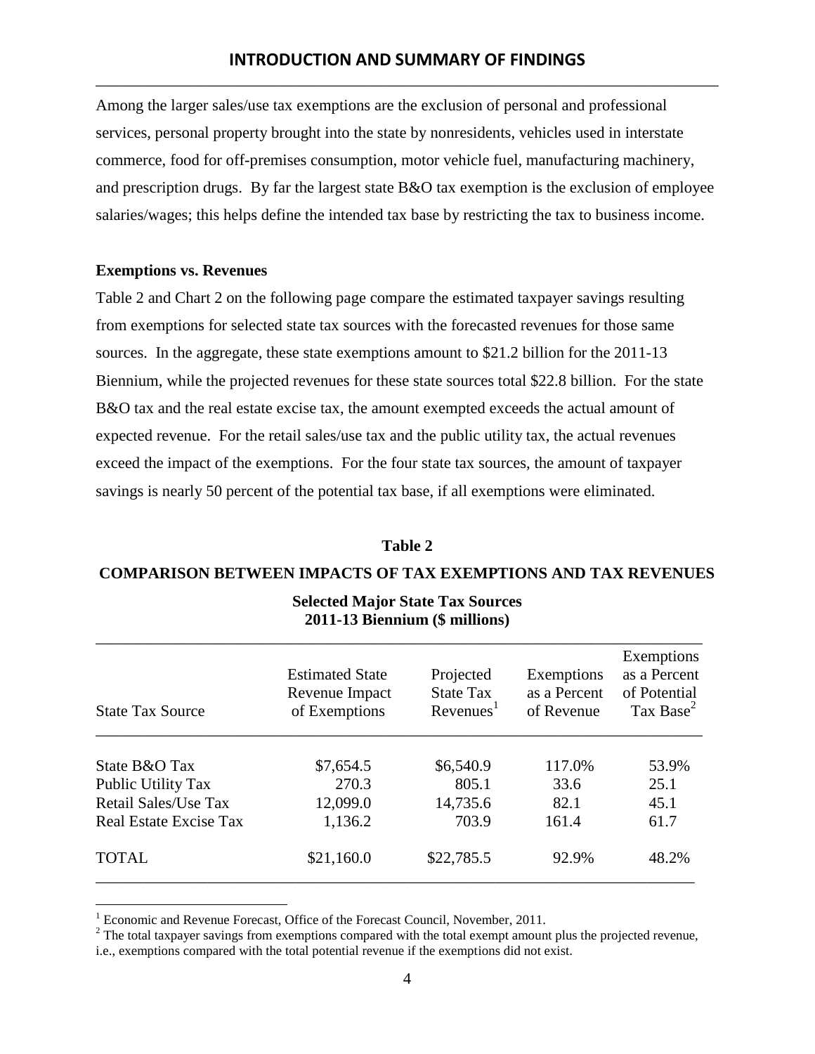Among the larger sales/use tax exemptions are the exclusion of personal and professional services, personal property brought into the state by nonresidents, vehicles used in interstate commerce, food for off-premises consumption, motor vehicle fuel, manufacturing machinery, and prescription drugs. By far the largest state B&O tax exemption is the exclusion of employee salaries/wages; this helps define the intended tax base by restricting the tax to business income.

**Exemptions vs. Revenues**

Table 2 and Chart 2 on the following page compare the estimated taxpayer savings resulting from exemptions for selected state tax sources with the forecasted revenues for those same sources. In the aggregate, these state exemptions amount to $21.2 billion for the 2011-13 Biennium, while the projected revenues for these state sources total $22.8 billion. For the state B&O tax and the real estate excise tax, the amount exempted exceeds the actual amount of expected revenue. For the retail sales/use tax and the public utility tax, the actual revenues exceed the impact of the exemptions. For the four state tax sources, the amount of taxpayer savings is nearly 50 percent of the potential tax base, if all exemptions were eliminated.

**Table 2**

**COMPARISON BETWEEN IMPACTS OF TAX EXEMPTIONS AND TAX REVENUES**

**Selected Major State Tax Sources**
**2011-13 Biennium ($ millions)**

| State Tax Source | Estimated State Revenue Impact of Exemptions | Projected State Tax Revenues[1] | Exemptions as a Percent of Revenue | Exemptions as a Percent of Potential Tax Base[2] |
|---|---|---|---|---|
| State B&O Tax | $7,654.5 | $6,540.9 | 117.0% | 53.9% |
| Public Utility Tax | 270.3 | 805.1 | 33.6 | 25.1 |
| Retail Sales/Use Tax | 12,099.0 | 14,735.6 | 82.1 | 45.1 |
| Real Estate Excise Tax | 1,136.2 | 703.9 | 161.4 | 61.7 |
| TOTAL | $21,160.0 | $22,785.5 | 92.9% | 48.2% |

[1] Economic and Revenue Forecast, Office of the Forecast Council, November, 2011.

[2] The total taxpayer savings from exemptions compared with the total exempt amount plus the projected revenue, i.e., exemptions compared with the total potential revenue if the exemptions did not exist.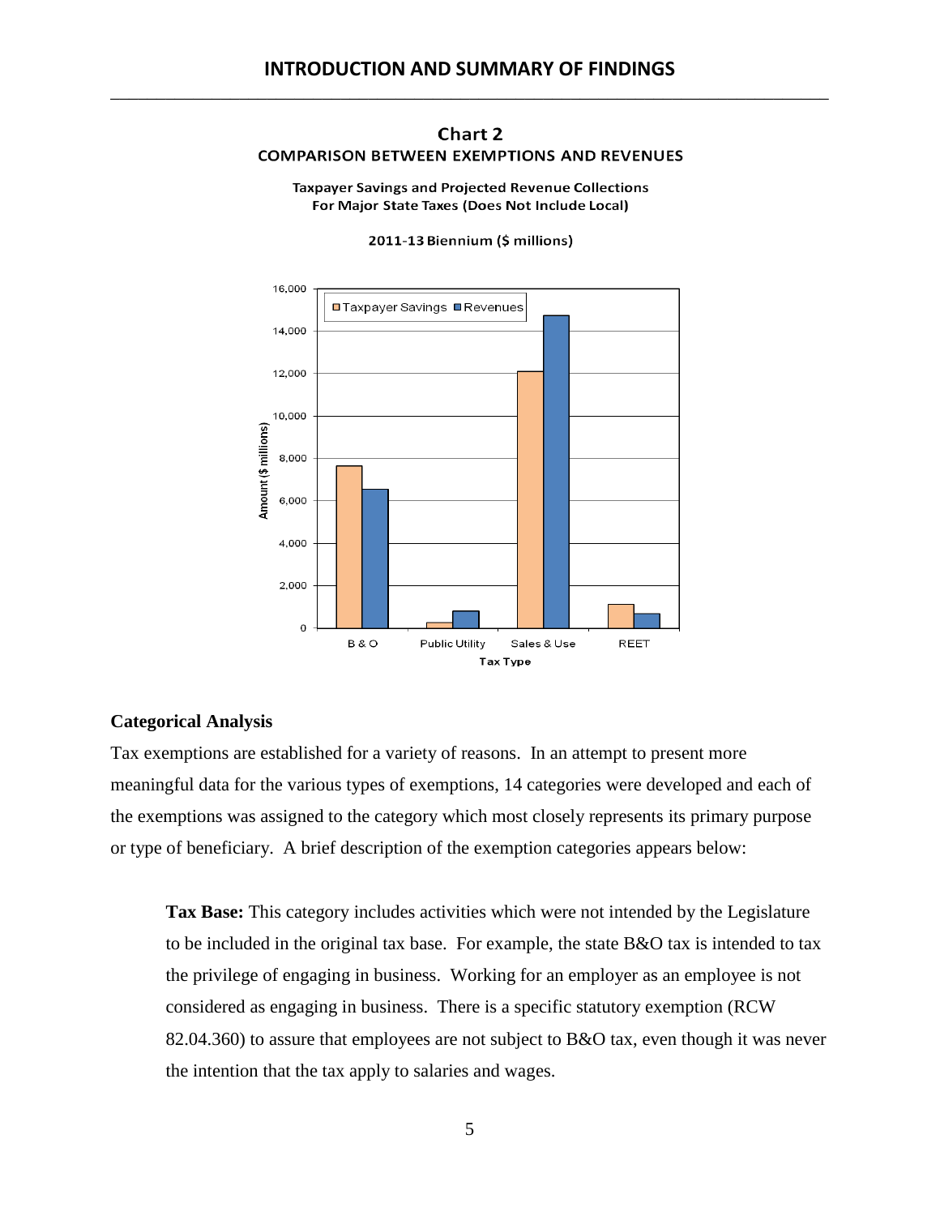## Chart 2

**COMPARISON BETWEEN EXEMPTIONS AND REVENUES**

**Taxpayer Savings and Projected Revenue Collections For Major State Taxes (Does Not Include Local)**

**2011-13 Biennium ($ millions)**

### Categorical Analysis

Tax exemptions are established for a variety of reasons. In an attempt to present more meaningful data for the various types of exemptions, 14 categories were developed and each of the exemptions was assigned to the category which most closely represents its primary purpose or type of beneficiary. A brief description of the exemption categories appears below:

> **Tax Base:** This category includes activities which were not intended by the Legislature to be included in the original tax base. For example, the state B&O tax is intended to tax the privilege of engaging in business. Working for an employer as an employee is not considered as engaging in business. There is a specific statutory exemption (RCW 82.04.360) to assure that employees are not subject to B&O tax, even though it was never the intention that the tax apply to salaries and wages.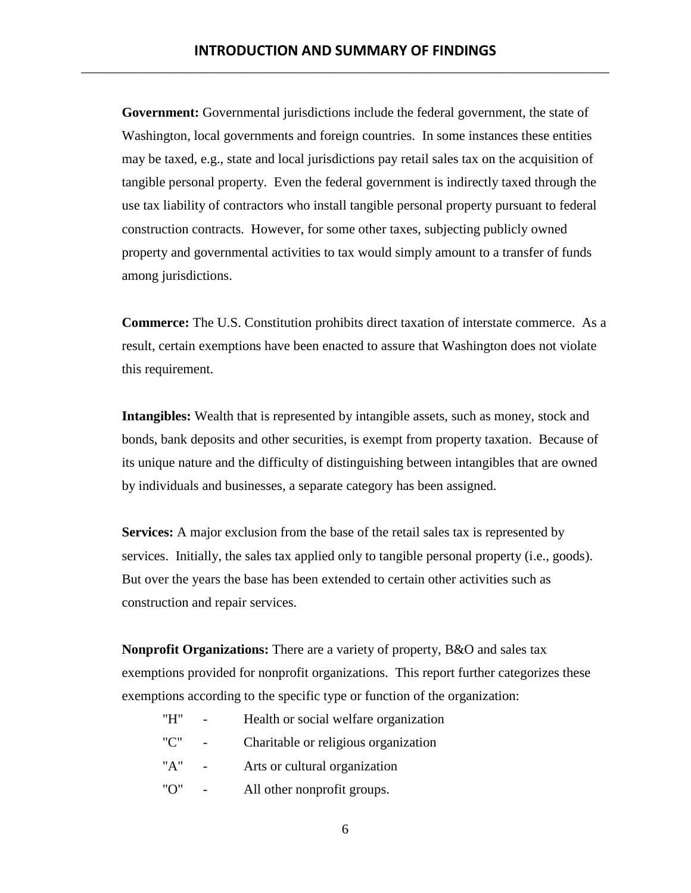**Government:** Governmental jurisdictions include the federal government, the state of Washington, local governments and foreign countries. In some instances these entities may be taxed, e.g., state and local jurisdictions pay retail sales tax on the acquisition of tangible personal property. Even the federal government is indirectly taxed through the use tax liability of contractors who install tangible personal property pursuant to federal construction contracts. However, for some other taxes, subjecting publicly owned property and governmental activities to tax would simply amount to a transfer of funds among jurisdictions.

**Commerce:** The U.S. Constitution prohibits direct taxation of interstate commerce. As a result, certain exemptions have been enacted to assure that Washington does not violate this requirement.

**Intangibles:** Wealth that is represented by intangible assets, such as money, stock and bonds, bank deposits and other securities, is exempt from property taxation. Because of its unique nature and the difficulty of distinguishing between intangibles that are owned by individuals and businesses, a separate category has been assigned.

**Services:** A major exclusion from the base of the retail sales tax is represented by services. Initially, the sales tax applied only to tangible personal property (i.e., goods). But over the years the base has been extended to certain other activities such as construction and repair services.

**Nonprofit Organizations:** There are a variety of property, B&O and sales tax exemptions provided for nonprofit organizations. This report further categorizes these exemptions according to the specific type or function of the organization:

- "H" - Health or social welfare organization
- "C" - Charitable or religious organization
- "A" - Arts or cultural organization
- "O" - All other nonprofit groups.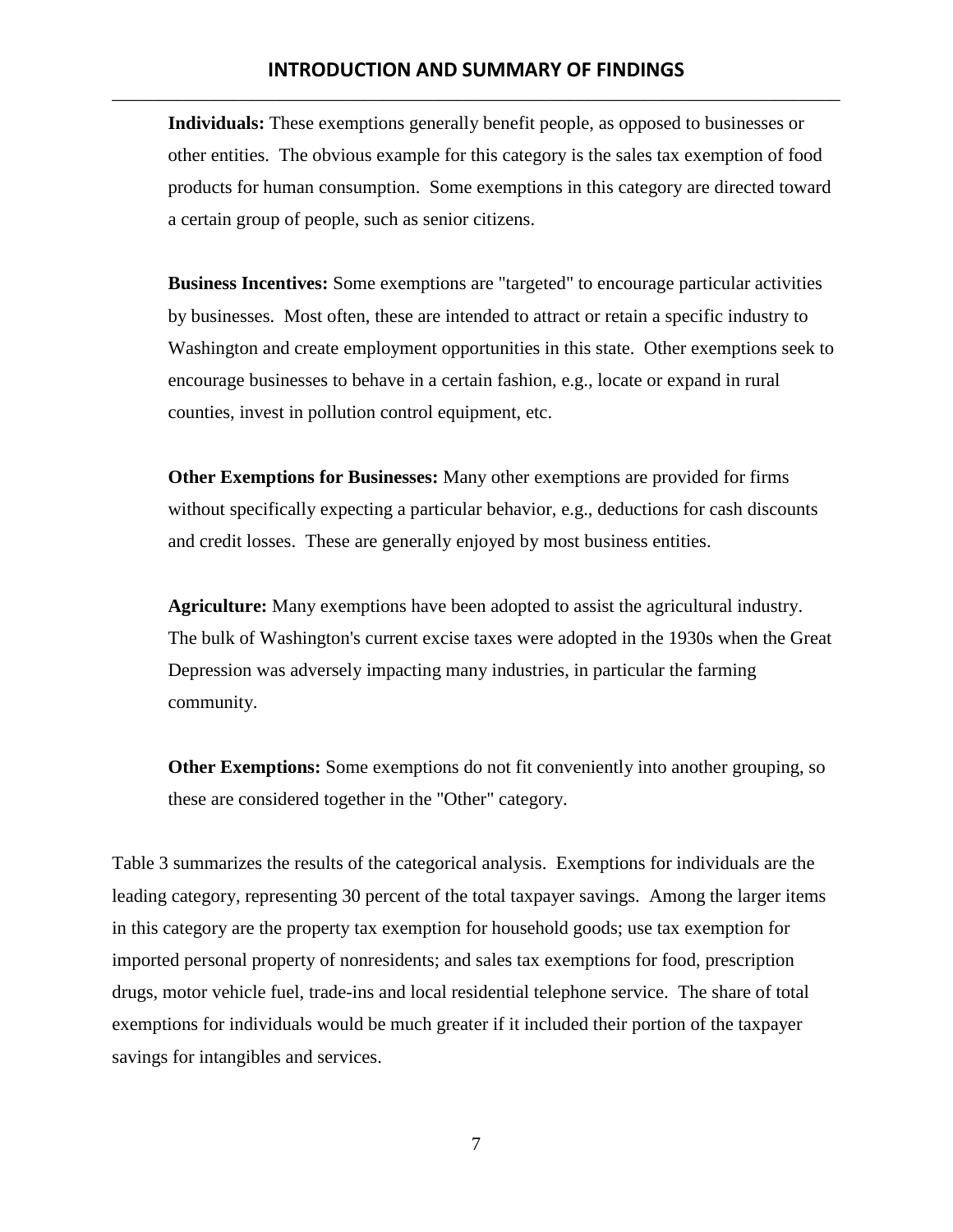**Individuals:** These exemptions generally benefit people, as opposed to businesses or other entities. The obvious example for this category is the sales tax exemption of food products for human consumption. Some exemptions in this category are directed toward a certain group of people, such as senior citizens.

**Business Incentives:** Some exemptions are "targeted" to encourage particular activities by businesses. Most often, these are intended to attract or retain a specific industry to Washington and create employment opportunities in this state. Other exemptions seek to encourage businesses to behave in a certain fashion, e.g., locate or expand in rural counties, invest in pollution control equipment, etc.

**Other Exemptions for Businesses:** Many other exemptions are provided for firms without specifically expecting a particular behavior, e.g., deductions for cash discounts and credit losses. These are generally enjoyed by most business entities.

**Agriculture:** Many exemptions have been adopted to assist the agricultural industry. The bulk of Washington's current excise taxes were adopted in the 1930s when the Great Depression was adversely impacting many industries, in particular the farming community.

**Other Exemptions:** Some exemptions do not fit conveniently into another grouping, so these are considered together in the "Other" category.

Table 3 summarizes the results of the categorical analysis. Exemptions for individuals are the leading category, representing 30 percent of the total taxpayer savings. Among the larger items in this category are the property tax exemption for household goods; use tax exemption for imported personal property of nonresidents; and sales tax exemptions for food, prescription drugs, motor vehicle fuel, trade-ins and local residential telephone service. The share of total exemptions for individuals would be much greater if it included their portion of the taxpayer savings for intangibles and services.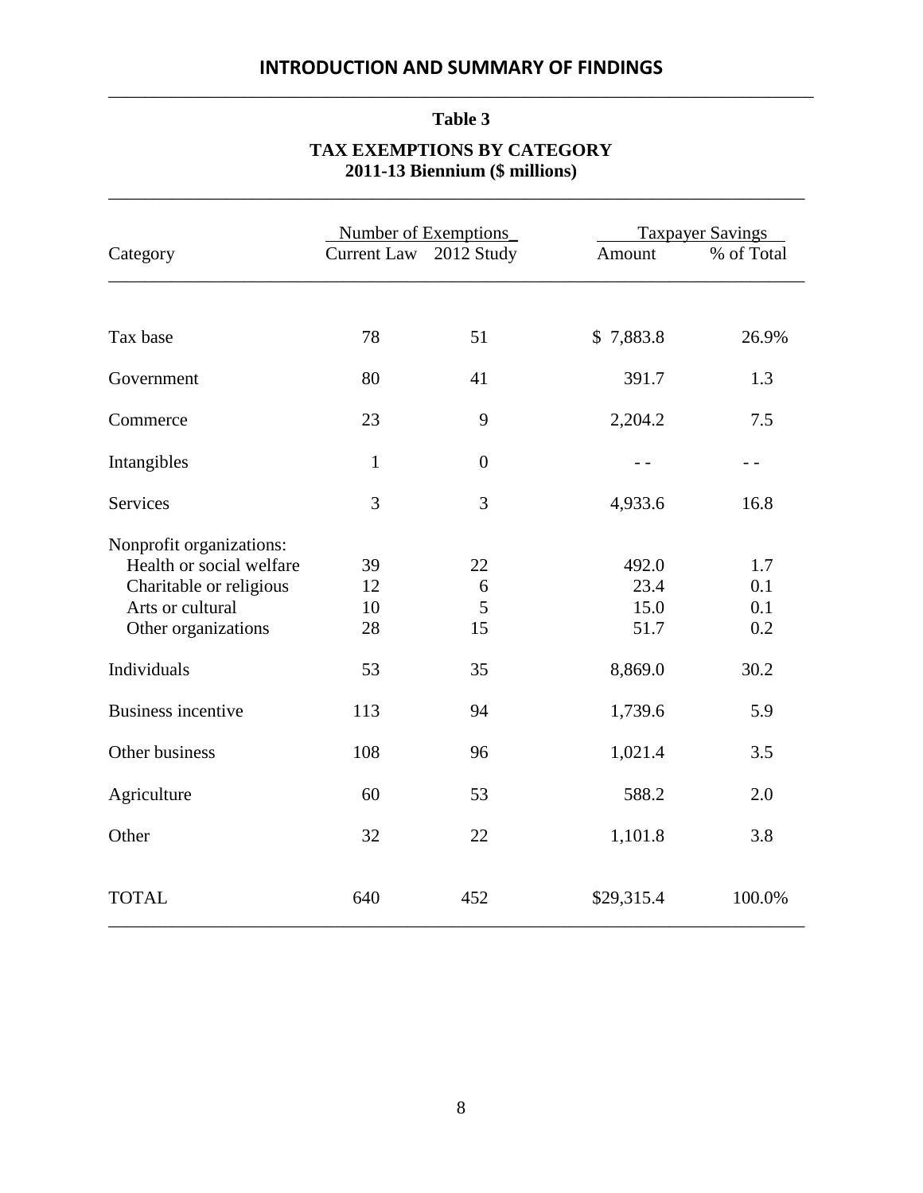**Table 3**

**TAX EXEMPTIONS BY CATEGORY**
**2011-13 Biennium ($ millions)**

| Category | Number of Exemptions | | Taxpayer Savings | |
|---|---|---|---|---|
| | Current Law | 2012 Study | Amount | % of Total |
| Tax base | 78 | 51 | $ 7,883.8 | 26.9% |
| Government | 80 | 41 | 391.7 | 1.3 |
| Commerce | 23 | 9 | 2,204.2 | 7.5 |
| Intangibles | 1 | 0 | - - | - - |
| Services | 3 | 3 | 4,933.6 | 16.8 |
| Nonprofit organizations: | | | | |
| Health or social welfare | 39 | 22 | 492.0 | 1.7 |
| Charitable or religious | 12 | 6 | 23.4 | 0.1 |
| Arts or cultural | 10 | 5 | 15.0 | 0.1 |
| Other organizations | 28 | 15 | 51.7 | 0.2 |
| Individuals | 53 | 35 | 8,869.0 | 30.2 |
| Business incentive | 113 | 94 | 1,739.6 | 5.9 |
| Other business | 108 | 96 | 1,021.4 | 3.5 |
| Agriculture | 60 | 53 | 588.2 | 2.0 |
| Other | 32 | 22 | 1,101.8 | 3.8 |
| TOTAL | 640 | 452 | $29,315.4 | 100.0% |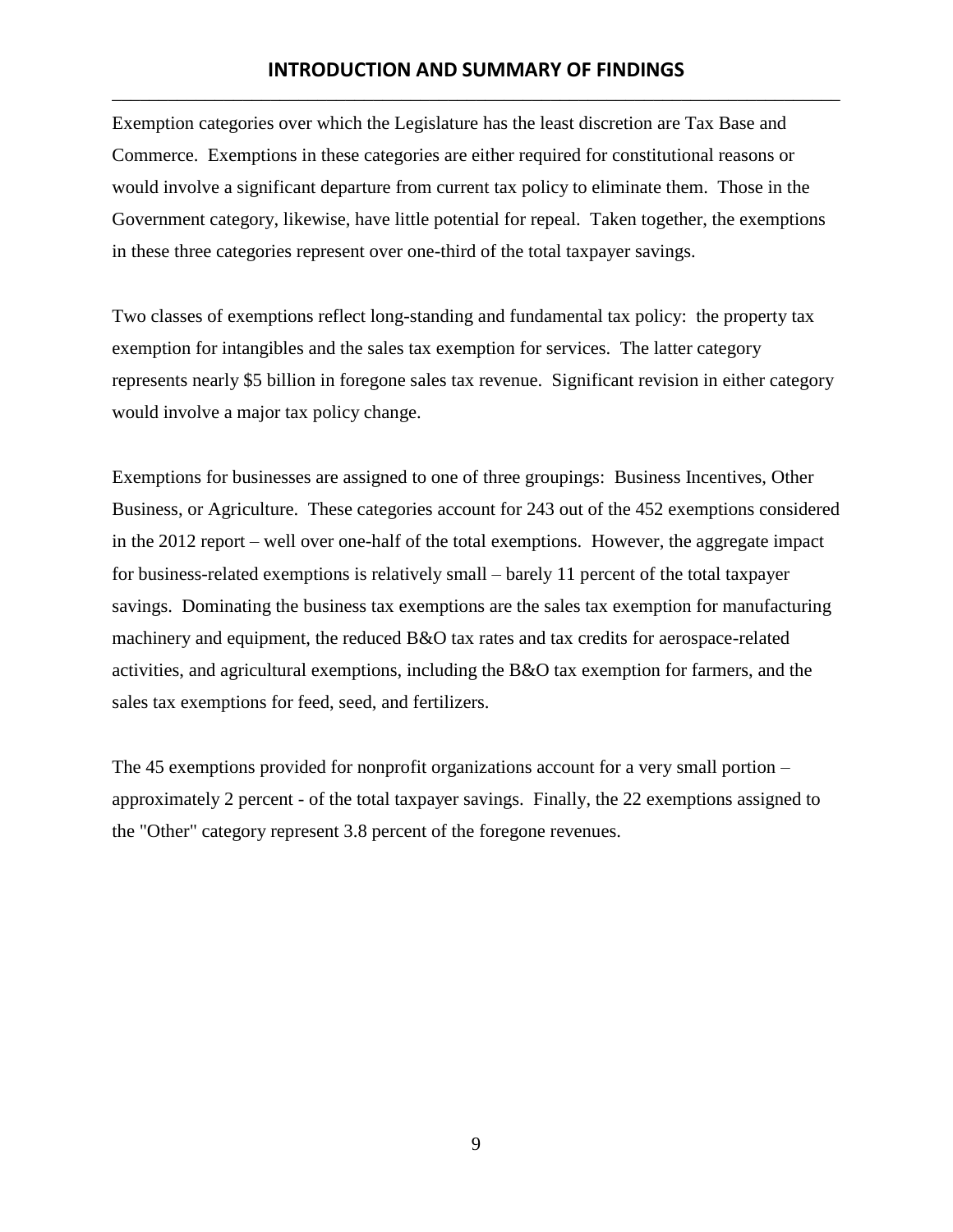Exemption categories over which the Legislature has the least discretion are Tax Base and Commerce. Exemptions in these categories are either required for constitutional reasons or would involve a significant departure from current tax policy to eliminate them. Those in the Government category, likewise, have little potential for repeal. Taken together, the exemptions in these three categories represent over one-third of the total taxpayer savings.

Two classes of exemptions reflect long-standing and fundamental tax policy: the property tax exemption for intangibles and the sales tax exemption for services. The latter category represents nearly $5 billion in foregone sales tax revenue. Significant revision in either category would involve a major tax policy change.

Exemptions for businesses are assigned to one of three groupings: Business Incentives, Other Business, or Agriculture. These categories account for 243 out of the 452 exemptions considered in the 2012 report – well over one-half of the total exemptions. However, the aggregate impact for business-related exemptions is relatively small – barely 11 percent of the total taxpayer savings. Dominating the business tax exemptions are the sales tax exemption for manufacturing machinery and equipment, the reduced B&O tax rates and tax credits for aerospace-related activities, and agricultural exemptions, including the B&O tax exemption for farmers, and the sales tax exemptions for feed, seed, and fertilizers.

The 45 exemptions provided for nonprofit organizations account for a very small portion – approximately 2 percent - of the total taxpayer savings. Finally, the 22 exemptions assigned to the "Other" category represent 3.8 percent of the foregone revenues.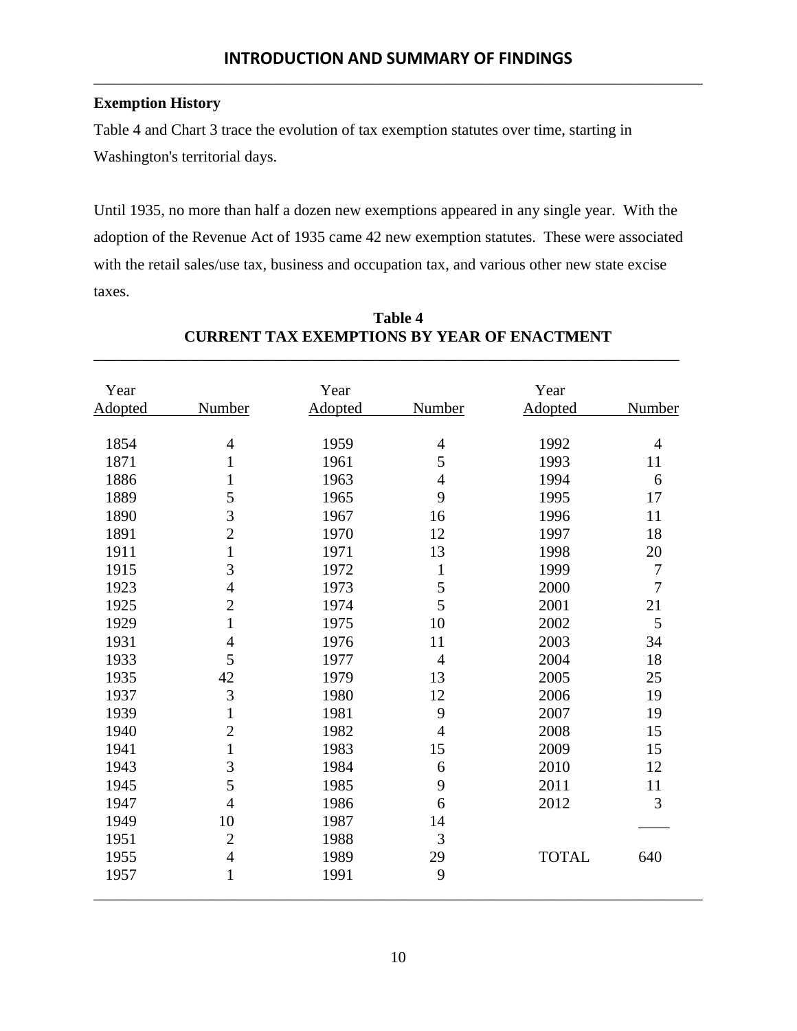## Exemption History

Table 4 and Chart 3 trace the evolution of tax exemption statutes over time, starting in Washington's territorial days.

Until 1935, no more than half a dozen new exemptions appeared in any single year. With the adoption of the Revenue Act of 1935 came 42 new exemption statutes. These were associated with the retail sales/use tax, business and occupation tax, and various other new state excise taxes.

**Table 4**
**CURRENT TAX EXEMPTIONS BY YEAR OF ENACTMENT**

| Year Adopted | Number | Year Adopted | Number | Year Adopted | Number |
|---|---|---|---|---|---|
| 1854 | 4 | 1959 | 4 | 1992 | 4 |
| 1871 | 1 | 1961 | 5 | 1993 | 11 |
| 1886 | 1 | 1963 | 4 | 1994 | 6 |
| 1889 | 5 | 1965 | 9 | 1995 | 17 |
| 1890 | 3 | 1967 | 16 | 1996 | 11 |
| 1891 | 2 | 1970 | 12 | 1997 | 18 |
| 1911 | 1 | 1971 | 13 | 1998 | 20 |
| 1915 | 3 | 1972 | 1 | 1999 | 7 |
| 1923 | 4 | 1973 | 5 | 2000 | 7 |
| 1925 | 2 | 1974 | 5 | 2001 | 21 |
| 1929 | 1 | 1975 | 10 | 2002 | 5 |
| 1931 | 4 | 1976 | 11 | 2003 | 34 |
| 1933 | 5 | 1977 | 4 | 2004 | 18 |
| 1935 | 42 | 1979 | 13 | 2005 | 25 |
| 1937 | 3 | 1980 | 12 | 2006 | 19 |
| 1939 | 1 | 1981 | 9 | 2007 | 19 |
| 1940 | 2 | 1982 | 4 | 2008 | 15 |
| 1941 | 1 | 1983 | 15 | 2009 | 15 |
| 1943 | 3 | 1984 | 6 | 2010 | 12 |
| 1945 | 5 | 1985 | 9 | 2011 | 11 |
| 1947 | 4 | 1986 | 6 | 2012 | 3 |
| 1949 | 10 | 1987 | 14 | | |
| 1951 | 2 | 1988 | 3 | | |
| 1955 | 4 | 1989 | 29 | TOTAL | 640 |
| 1957 | 1 | 1991 | 9 | | |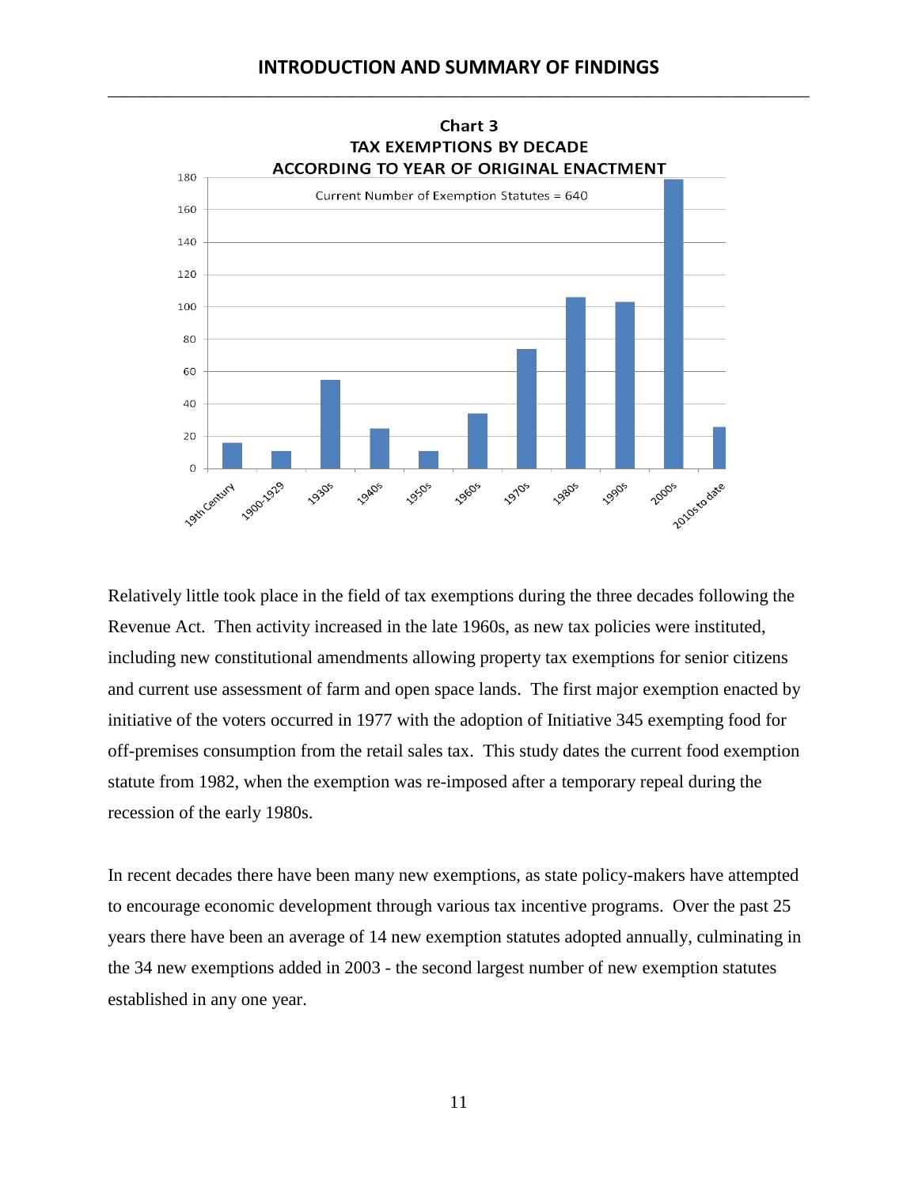Chart 3
TAX EXEMPTIONS BY DECADE
ACCORDING TO YEAR OF ORIGINAL ENACTMENT

Current Number of Exemption Statutes = 640

180
160
140
120
100
80
60
40
20
0

19th Century
1900-1929
1930s
1940s
1950s
1960s
1970s
1980s
1990s
2000s
2010s to date

Relatively little took place in the field of tax exemptions during the three decades following the Revenue Act. Then activity increased in the late 1960s, as new tax policies were instituted, including new constitutional amendments allowing property tax exemptions for senior citizens and current use assessment of farm and open space lands. The first major exemption enacted by initiative of the voters occurred in 1977 with the adoption of Initiative 345 exempting food for off-premises consumption from the retail sales tax. This study dates the current food exemption statute from 1982, when the exemption was re-imposed after a temporary repeal during the recession of the early 1980s.

In recent decades there have been many new exemptions, as state policy-makers have attempted to encourage economic development through various tax incentive programs. Over the past 25 years there have been an average of 14 new exemption statutes adopted annually, culminating in the 34 new exemptions added in 2003 - the second largest number of new exemption statutes established in any one year.